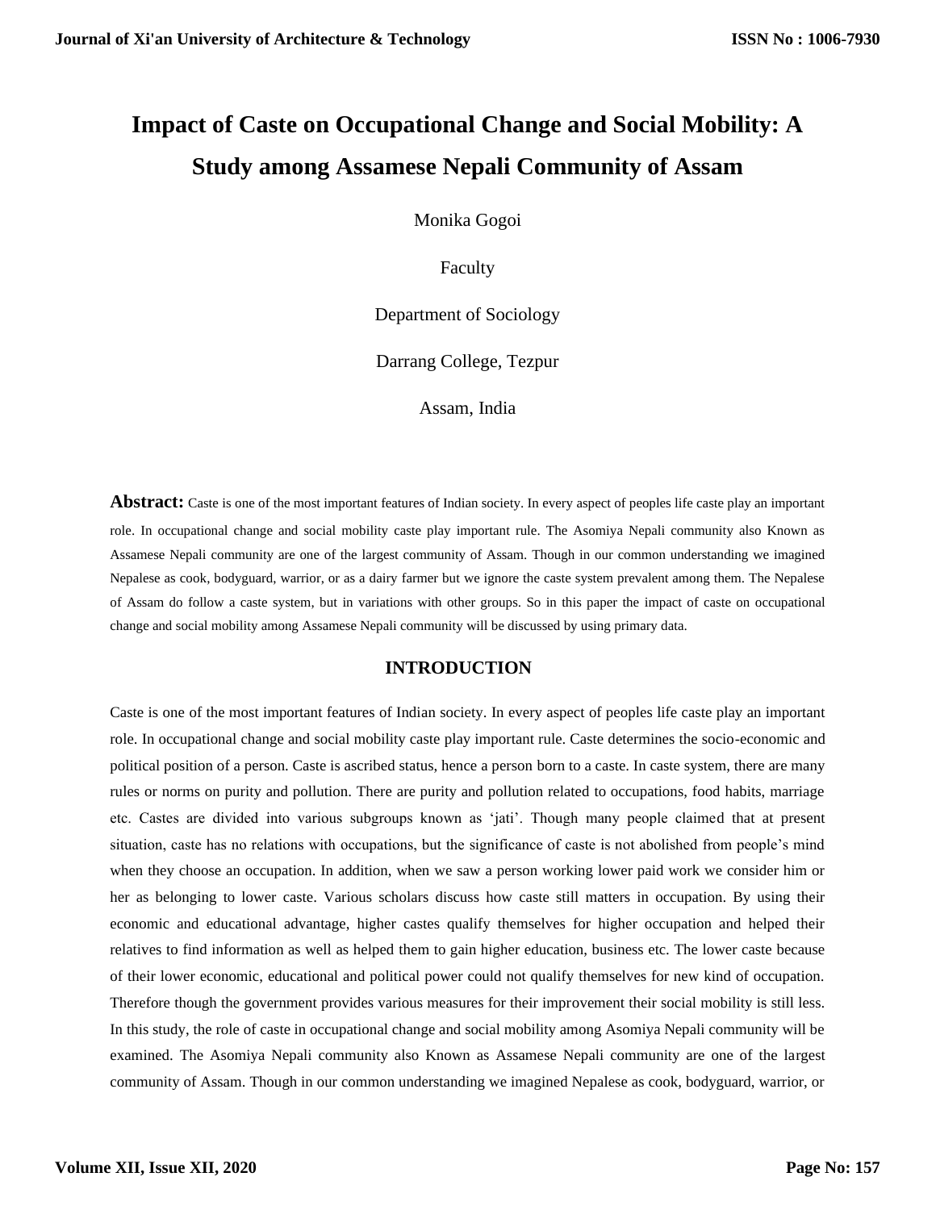# Impact of Caste on Occupational Change and Social Mobility: A Study among Assamese Nepali Community of Assam

Monika Gogoi

Faculty

Department of Sociology

Darrang College, Tezpur

Assam, India

**Abstract:** Caste is one of the most important features of Indian society. In every aspect of peoples life caste play an important role. In occupational change and social mobility caste play important rule. The Asomiya Nepali community also Known as Assamese Nepali community are one of the largest community of Assam. Though in our common understanding we imagined Nepalese as cook, bodyguard, warrior, or as a dairy farmer but we ignore the caste system prevalent among them. The Nepalese of Assam do follow a caste system, but in variations with other groups. So in this paper the impact of caste on occupational change and social mobility among Assamese Nepali community will be discussed by using primary data.

## INTRODUCTION

Caste is one of the most important features of Indian society. In every aspect of peoples life caste play an important role. In occupational change and social mobility caste play important rule. Caste determines the socio-economic and political position of a person. Caste is ascribed status, hence a person born to a caste. In caste system, there are many rules or norms on purity and pollution. There are purity and pollution related to occupations, food habits, marriage etc. Castes are divided into various subgroups known as 'jati'. Though many people claimed that at present situation, caste has no relations with occupations, but the significance of caste is not abolished from people's mind when they choose an occupation. In addition, when we saw a person working lower paid work we consider him or her as belonging to lower caste. Various scholars discuss how caste still matters in occupation. By using their economic and educational advantage, higher castes qualify themselves for higher occupation and helped their relatives to find information as well as helped them to gain higher education, business etc. The lower caste because of their lower economic, educational and political power could not qualify themselves for new kind of occupation. Therefore though the government provides various measures for their improvement their social mobility is still less. In this study, the role of caste in occupational change and social mobility among Asomiya Nepali community will be examined. The Asomiya Nepali community also Known as Assamese Nepali community are one of the largest community of Assam. Though in our common understanding we imagined Nepalese as cook, bodyguard, warrior, or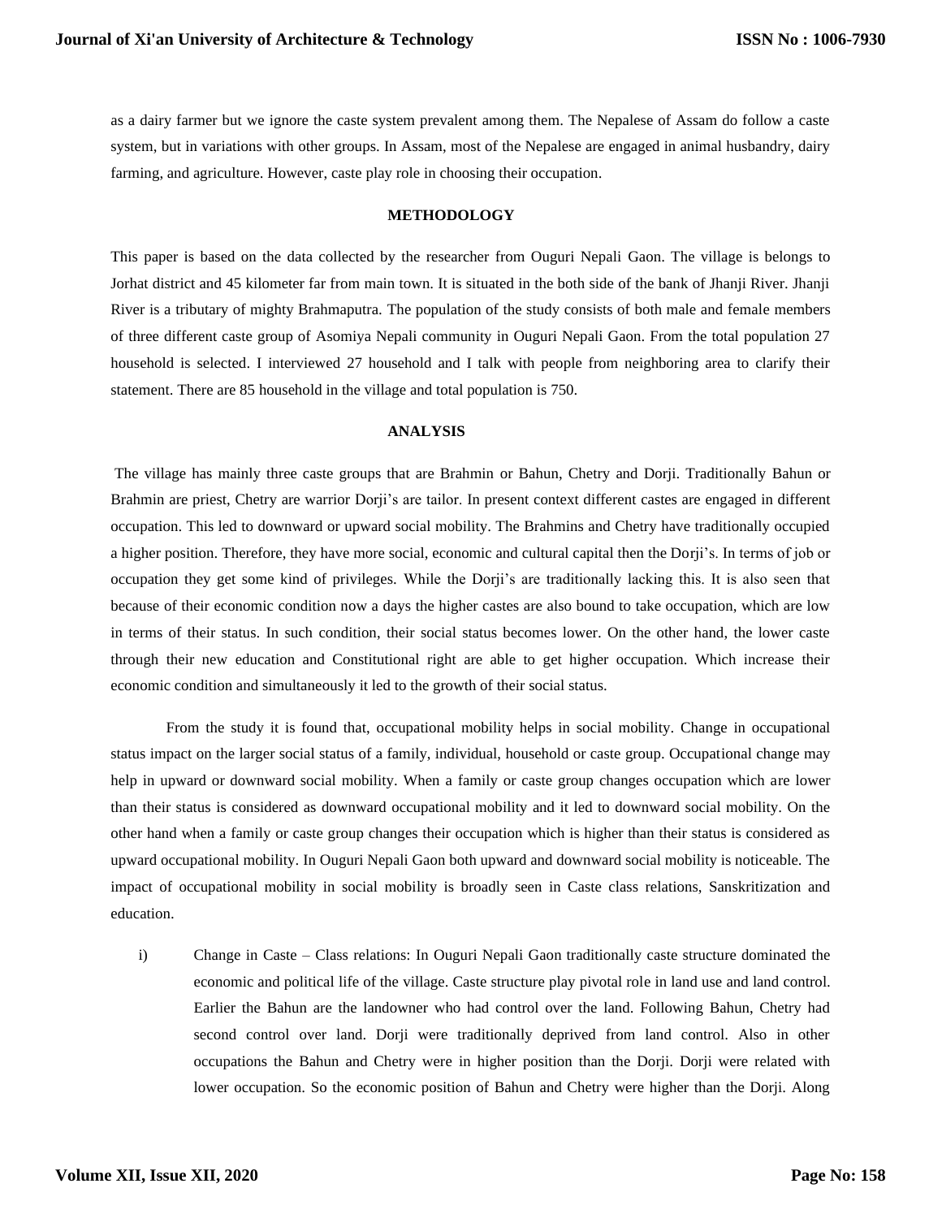as a dairy farmer but we ignore the caste system prevalent among them. The Nepalese of Assam do follow a caste system, but in variations with other groups. In Assam, most of the Nepalese are engaged in animal husbandry, dairy farming, and agriculture. However, caste play role in choosing their occupation.

## METHODOLOGY

This paper is based on the data collected by the researcher from Ouguri Nepali Gaon. The village is belongs to Jorhat district and 45 kilometer far from main town. It is situated in the both side of the bank of Jhanji River. Jhanji River is a tributary of mighty Brahmaputra. The population of the study consists of both male and female members of three different caste group of Asomiya Nepali community in Ouguri Nepali Gaon. From the total population 27 household is selected. I interviewed 27 household and I talk with people from neighboring area to clarify their statement. There are 85 household in the village and total population is 750.

## ANALYSIS

The village has mainly three caste groups that are Brahmin or Bahun, Chetry and Dorji. Traditionally Bahun or Brahmin are priest, Chetry are warrior Dorji's are tailor. In present context different castes are engaged in different occupation. This led to downward or upward social mobility. The Brahmins and Chetry have traditionally occupied a higher position. Therefore, they have more social, economic and cultural capital then the Dorji's. In terms of job or occupation they get some kind of privileges. While the Dorji's are traditionally lacking this. It is also seen that because of their economic condition now a days the higher castes are also bound to take occupation, which are low in terms of their status. In such condition, their social status becomes lower. On the other hand, the lower caste through their new education and Constitutional right are able to get higher occupation. Which increase their economic condition and simultaneously it led to the growth of their social status.

From the study it is found that, occupational mobility helps in social mobility. Change in occupational status impact on the larger social status of a family, individual, household or caste group. Occupational change may help in upward or downward social mobility. When a family or caste group changes occupation which are lower than their status is considered as downward occupational mobility and it led to downward social mobility. On the other hand when a family or caste group changes their occupation which is higher than their status is considered as upward occupational mobility. In Ouguri Nepali Gaon both upward and downward social mobility is noticeable. The impact of occupational mobility in social mobility is broadly seen in Caste class relations, Sanskritization and education.

i) Change in Caste – Class relations: In Ouguri Nepali Gaon traditionally caste structure dominated the economic and political life of the village. Caste structure play pivotal role in land use and land control. Earlier the Bahun are the landowner who had control over the land. Following Bahun, Chetry had second control over land. Dorji were traditionally deprived from land control. Also in other occupations the Bahun and Chetry were in higher position than the Dorji. Dorji were related with lower occupation. So the economic position of Bahun and Chetry were higher than the Dorji. Along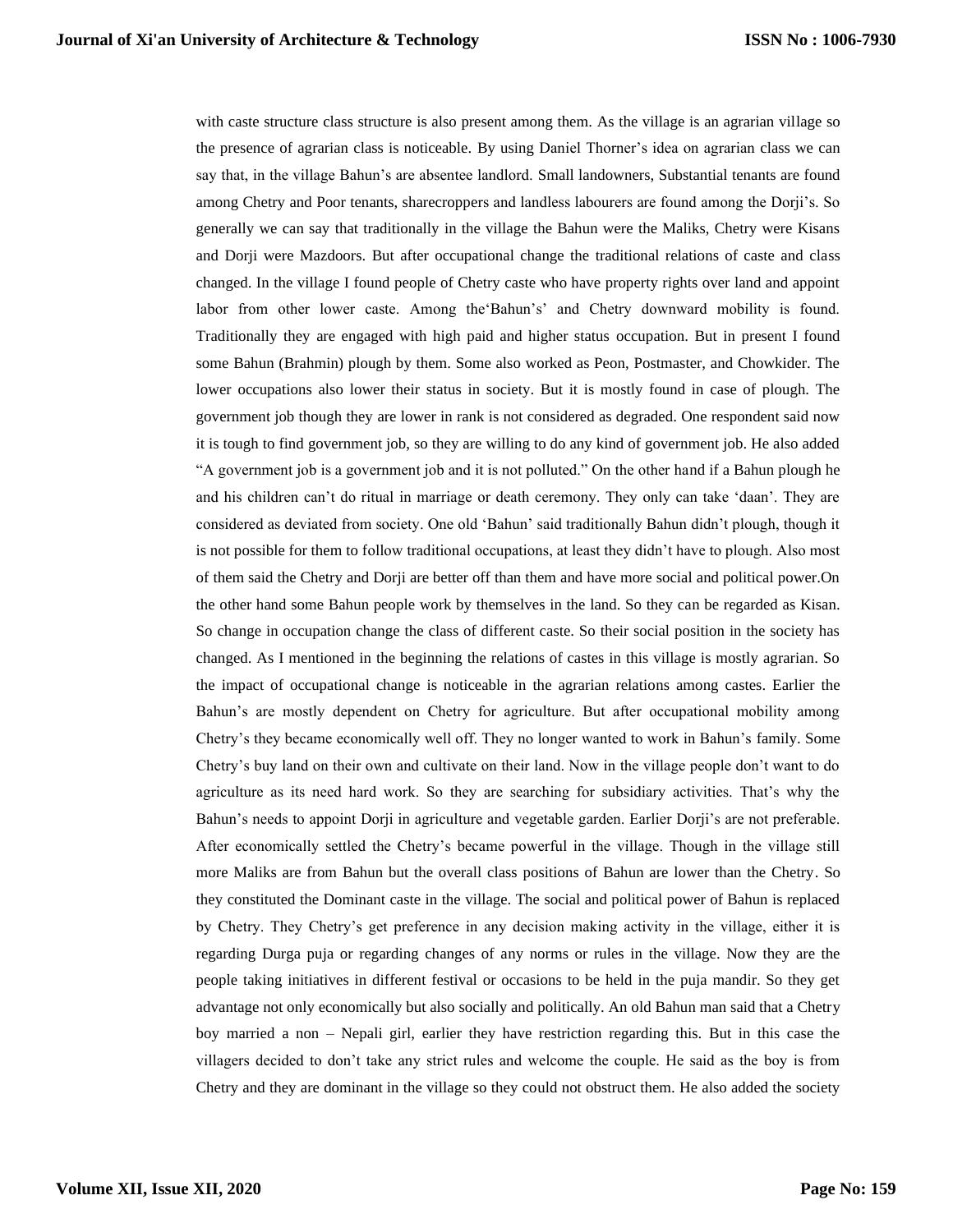with caste structure class structure is also present among them. As the village is an agrarian village so the presence of agrarian class is noticeable. By using Daniel Thorner's idea on agrarian class we can say that, in the village Bahun's are absentee landlord. Small landowners, Substantial tenants are found among Chetry and Poor tenants, sharecroppers and landless labourers are found among the Dorji's. So generally we can say that traditionally in the village the Bahun were the Maliks, Chetry were Kisans and Dorji were Mazdoors. But after occupational change the traditional relations of caste and class changed. In the village I found people of Chetry caste who have property rights over land and appoint labor from other lower caste. Among the'Bahun's' and Chetry downward mobility is found. Traditionally they are engaged with high paid and higher status occupation. But in present I found some Bahun (Brahmin) plough by them. Some also worked as Peon, Postmaster, and Chowkider. The lower occupations also lower their status in society. But it is mostly found in case of plough. The government job though they are lower in rank is not considered as degraded. One respondent said now it is tough to find government job, so they are willing to do any kind of government job. He also added "A government job is a government job and it is not polluted." On the other hand if a Bahun plough he and his children can't do ritual in marriage or death ceremony. They only can take 'daan'. They are considered as deviated from society. One old 'Bahun' said traditionally Bahun didn't plough, though it is not possible for them to follow traditional occupations, at least they didn't have to plough. Also most of them said the Chetry and Dorji are better off than them and have more social and political power.On the other hand some Bahun people work by themselves in the land. So they can be regarded as Kisan. So change in occupation change the class of different caste. So their social position in the society has changed. As I mentioned in the beginning the relations of castes in this village is mostly agrarian. So the impact of occupational change is noticeable in the agrarian relations among castes. Earlier the Bahun's are mostly dependent on Chetry for agriculture. But after occupational mobility among Chetry's they became economically well off. They no longer wanted to work in Bahun's family. Some Chetry's buy land on their own and cultivate on their land. Now in the village people don't want to do agriculture as its need hard work. So they are searching for subsidiary activities. That's why the Bahun's needs to appoint Dorji in agriculture and vegetable garden. Earlier Dorji's are not preferable. After economically settled the Chetry's became powerful in the village. Though in the village still more Maliks are from Bahun but the overall class positions of Bahun are lower than the Chetry. So they constituted the Dominant caste in the village. The social and political power of Bahun is replaced by Chetry. They Chetry's get preference in any decision making activity in the village, either it is regarding Durga puja or regarding changes of any norms or rules in the village. Now they are the people taking initiatives in different festival or occasions to be held in the puja mandir. So they get advantage not only economically but also socially and politically. An old Bahun man said that a Chetry boy married a non – Nepali girl, earlier they have restriction regarding this. But in this case the villagers decided to don't take any strict rules and welcome the couple. He said as the boy is from Chetry and they are dominant in the village so they could not obstruct them. He also added the society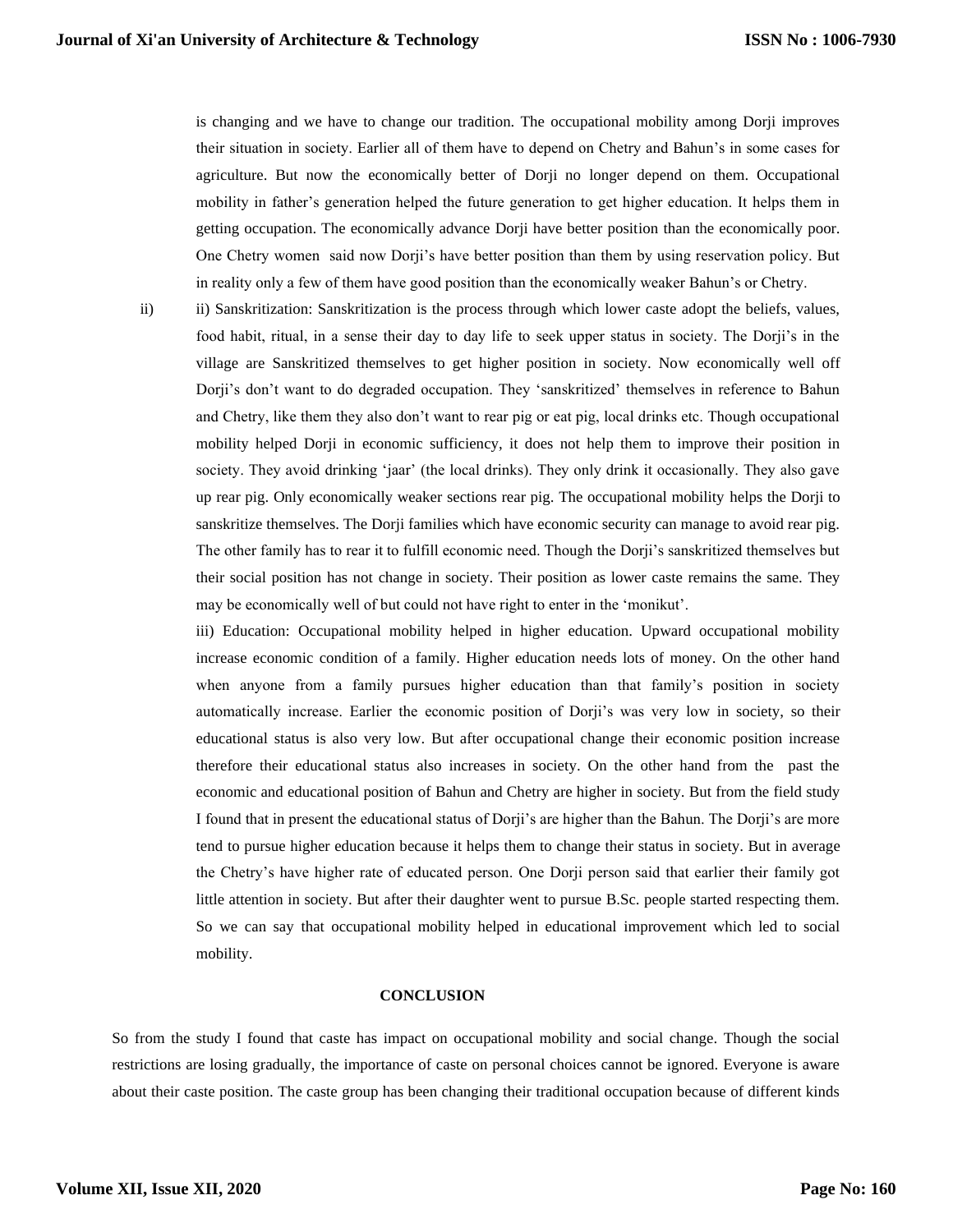is changing and we have to change our tradition. The occupational mobility among Dorji improves their situation in society. Earlier all of them have to depend on Chetry and Bahun's in some cases for agriculture. But now the economically better of Dorji no longer depend on them. Occupational mobility in father's generation helped the future generation to get higher education. It helps them in getting occupation. The economically advance Dorji have better position than the economically poor. One Chetry women said now Dorji's have better position than them by using reservation policy. But in reality only a few of them have good position than the economically weaker Bahun's or Chetry.

ii) ii) Sanskritization: Sanskritization is the process through which lower caste adopt the beliefs, values, food habit, ritual, in a sense their day to day life to seek upper status in society. The Dorji's in the village are Sanskritized themselves to get higher position in society. Now economically well off Dorji's don't want to do degraded occupation. They 'sanskritized' themselves in reference to Bahun and Chetry, like them they also don't want to rear pig or eat pig, local drinks etc. Though occupational mobility helped Dorji in economic sufficiency, it does not help them to improve their position in society. They avoid drinking 'jaar' (the local drinks). They only drink it occasionally. They also gave up rear pig. Only economically weaker sections rear pig. The occupational mobility helps the Dorji to sanskritize themselves. The Dorji families which have economic security can manage to avoid rear pig. The other family has to rear it to fulfill economic need. Though the Dorji's sanskritized themselves but their social position has not change in society. Their position as lower caste remains the same. They may be economically well of but could not have right to enter in the 'monikut'.

iii) Education: Occupational mobility helped in higher education. Upward occupational mobility increase economic condition of a family. Higher education needs lots of money. On the other hand when anyone from a family pursues higher education than that family's position in society automatically increase. Earlier the economic position of Dorji's was very low in society, so their educational status is also very low. But after occupational change their economic position increase therefore their educational status also increases in society. On the other hand from the past the economic and educational position of Bahun and Chetry are higher in society. But from the field study I found that in present the educational status of Dorji's are higher than the Bahun. The Dorji's are more tend to pursue higher education because it helps them to change their status in society. But in average the Chetry's have higher rate of educated person. One Dorji person said that earlier their family got little attention in society. But after their daughter went to pursue B.Sc. people started respecting them. So we can say that occupational mobility helped in educational improvement which led to social mobility.

## CONCLUSION

So from the study I found that caste has impact on occupational mobility and social change. Though the social restrictions are losing gradually, the importance of caste on personal choices cannot be ignored. Everyone is aware about their caste position. The caste group has been changing their traditional occupation because of different kinds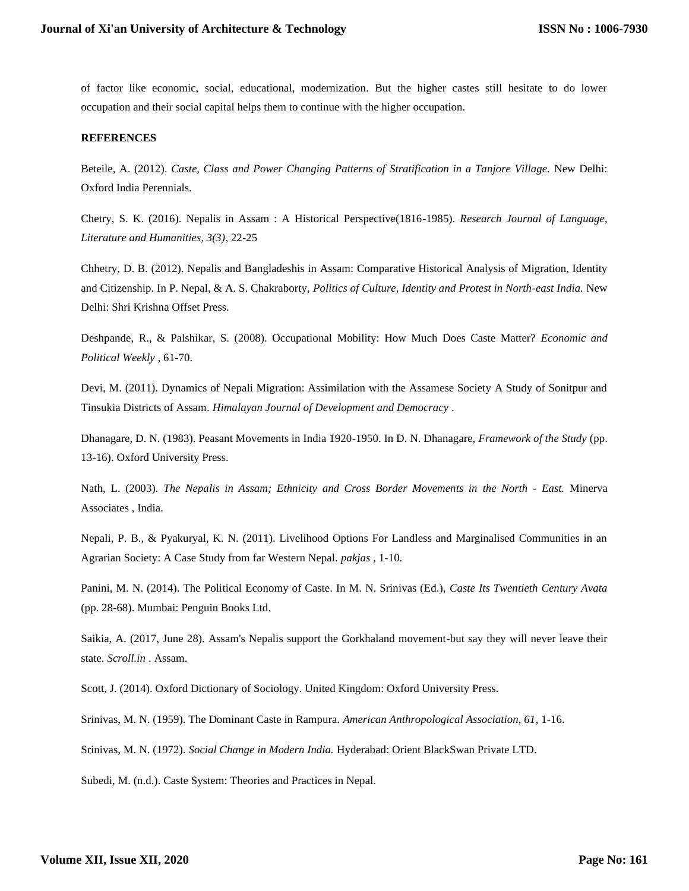of factor like economic, social, educational, modernization. But the higher castes still hesitate to do lower occupation and their social capital helps them to continue with the higher occupation.

**REFERENCES**

Beteile, A. (2012). *Caste, Class and Power Changing Patterns of Stratification in a Tanjore Village.* New Delhi: Oxford India Perennials.

Chetry, S. K. (2016). Nepalis in Assam : A Historical Perspective(1816-1985). *Research Journal of Language, Literature and Humanities, 3(3)*, 22-25

Chhetry, D. B. (2012). Nepalis and Bangladeshis in Assam: Comparative Historical Analysis of Migration, Identity and Citizenship. In P. Nepal, & A. S. Chakraborty, *Politics of Culture, Identity and Protest in North-east India.* New Delhi: Shri Krishna Offset Press.

Deshpande, R., & Palshikar, S. (2008). Occupational Mobility: How Much Does Caste Matter? *Economic and Political Weekly* , 61-70.

Devi, M. (2011). Dynamics of Nepali Migration: Assimilation with the Assamese Society A Study of Sonitpur and Tinsukia Districts of Assam. *Himalayan Journal of Development and Democracy* .

Dhanagare, D. N. (1983). Peasant Movements in India 1920-1950. In D. N. Dhanagare, *Framework of the Study* (pp. 13-16). Oxford University Press.

Nath, L. (2003). *The Nepalis in Assam; Ethnicity and Cross Border Movements in the North - East.* Minerva Associates , India.

Nepali, P. B., & Pyakuryal, K. N. (2011). Livelihood Options For Landless and Marginalised Communities in an Agrarian Society: A Case Study from far Western Nepal. *pakjas* , 1-10.

Panini, M. N. (2014). The Political Economy of Caste. In M. N. Srinivas (Ed.), *Caste Its Twentieth Century Avata* (pp. 28-68). Mumbai: Penguin Books Ltd.

Saikia, A. (2017, June 28). Assam's Nepalis support the Gorkhaland movement-but say they will never leave their state. *Scroll.in* . Assam.

Scott, J. (2014). Oxford Dictionary of Sociology. United Kingdom: Oxford University Press.

Srinivas, M. N. (1959). The Dominant Caste in Rampura. *American Anthropological Association, 61*, 1-16.

Srinivas, M. N. (1972). *Social Change in Modern India.* Hyderabad: Orient BlackSwan Private LTD.

Subedi, M. (n.d.). Caste System: Theories and Practices in Nepal.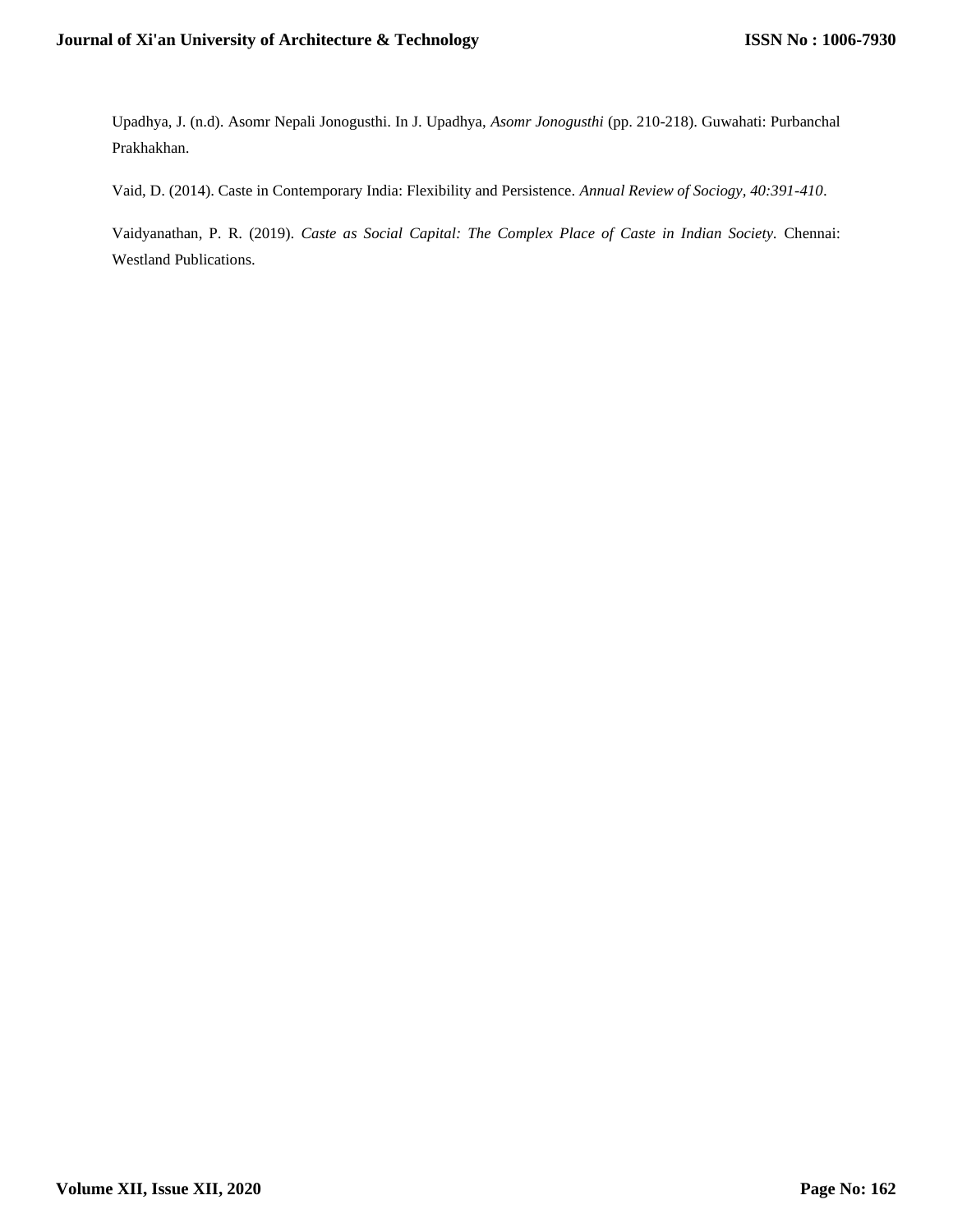Upadhya, J. (n.d). Asomr Nepali Jonogusthi. In J. Upadhya, *Asomr Jonogusthi* (pp. 210-218). Guwahati: Purbanchal Prakhakhan.

Vaid, D. (2014). Caste in Contemporary India: Flexibility and Persistence. *Annual Review of Sociogy, 40:391-410*.

Vaidyanathan, P. R. (2019). *Caste as Social Capital: The Complex Place of Caste in Indian Society.* Chennai: Westland Publications.